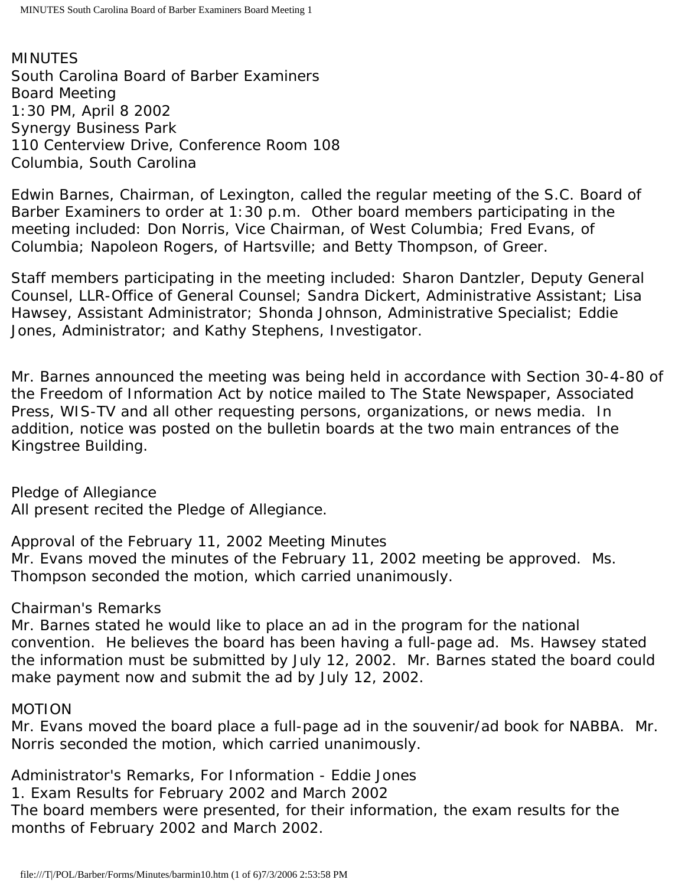MINUTES
South Carolina Board of Barber Examiners
Board Meeting
1:30 PM, April 8 2002
Synergy Business Park
110 Centerview Drive, Conference Room 108
Columbia, South Carolina

Edwin Barnes, Chairman, of Lexington, called the regular meeting of the S.C. Board of Barber Examiners to order at 1:30 p.m. Other board members participating in the meeting included: Don Norris, Vice Chairman, of West Columbia; Fred Evans, of Columbia; Napoleon Rogers, of Hartsville; and Betty Thompson, of Greer.

Staff members participating in the meeting included: Sharon Dantzler, Deputy General Counsel, LLR-Office of General Counsel; Sandra Dickert, Administrative Assistant; Lisa Hawsey, Assistant Administrator; Shonda Johnson, Administrative Specialist; Eddie Jones, Administrator; and Kathy Stephens, Investigator.

Mr. Barnes announced the meeting was being held in accordance with Section 30-4-80 of the Freedom of Information Act by notice mailed to The State Newspaper, Associated Press, WIS-TV and all other requesting persons, organizations, or news media. In addition, notice was posted on the bulletin boards at the two main entrances of the Kingstree Building.

Pledge of Allegiance
All present recited the Pledge of Allegiance.

Approval of the February 11, 2002 Meeting Minutes
Mr. Evans moved the minutes of the February 11, 2002 meeting be approved. Ms. Thompson seconded the motion, which carried unanimously.

Chairman's Remarks
Mr. Barnes stated he would like to place an ad in the program for the national convention. He believes the board has been having a full-page ad. Ms. Hawsey stated the information must be submitted by July 12, 2002. Mr. Barnes stated the board could make payment now and submit the ad by July 12, 2002.

MOTION
Mr. Evans moved the board place a full-page ad in the souvenir/ad book for NABBA. Mr. Norris seconded the motion, which carried unanimously.

Administrator's Remarks, For Information - Eddie Jones
1. Exam Results for February 2002 and March 2002
The board members were presented, for their information, the exam results for the months of February 2002 and March 2002.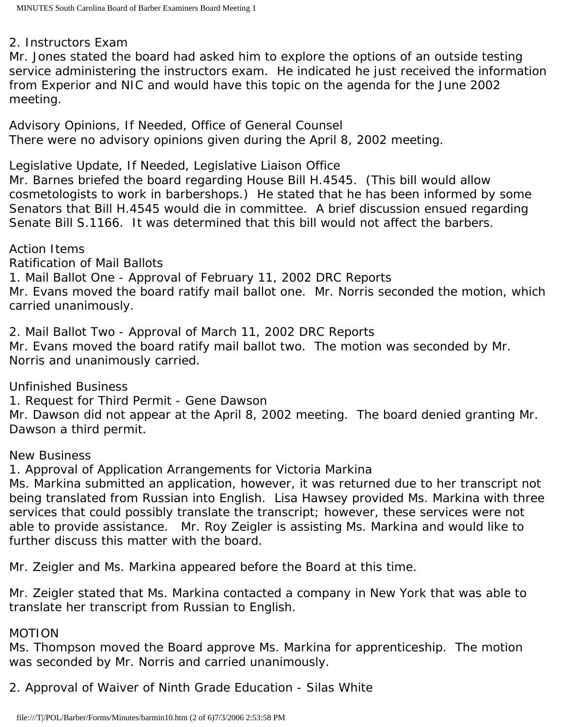2. Instructors Exam

Mr. Jones stated the board had asked him to explore the options of an outside testing service administering the instructors exam. He indicated he just received the information from Experior and NIC and would have this topic on the agenda for the June 2002 meeting.

Advisory Opinions, If Needed, Office of General Counsel

There were no advisory opinions given during the April 8, 2002 meeting.

Legislative Update, If Needed, Legislative Liaison Office

Mr. Barnes briefed the board regarding House Bill H.4545. (This bill would allow cosmetologists to work in barbershops.) He stated that he has been informed by some Senators that Bill H.4545 would die in committee. A brief discussion ensued regarding Senate Bill S.1166. It was determined that this bill would not affect the barbers.

Action Items

Ratification of Mail Ballots

1. Mail Ballot One - Approval of February 11, 2002 DRC Reports

Mr. Evans moved the board ratify mail ballot one. Mr. Norris seconded the motion, which carried unanimously.

2. Mail Ballot Two - Approval of March 11, 2002 DRC Reports

Mr. Evans moved the board ratify mail ballot two. The motion was seconded by Mr. Norris and unanimously carried.

Unfinished Business

1. Request for Third Permit - Gene Dawson

Mr. Dawson did not appear at the April 8, 2002 meeting. The board denied granting Mr. Dawson a third permit.

New Business

1. Approval of Application Arrangements for Victoria Markina

Ms. Markina submitted an application, however, it was returned due to her transcript not being translated from Russian into English. Lisa Hawsey provided Ms. Markina with three services that could possibly translate the transcript; however, these services were not able to provide assistance. Mr. Roy Zeigler is assisting Ms. Markina and would like to further discuss this matter with the board.

Mr. Zeigler and Ms. Markina appeared before the Board at this time.

Mr. Zeigler stated that Ms. Markina contacted a company in New York that was able to translate her transcript from Russian to English.

MOTION

Ms. Thompson moved the Board approve Ms. Markina for apprenticeship. The motion was seconded by Mr. Norris and carried unanimously.

2. Approval of Waiver of Ninth Grade Education - Silas White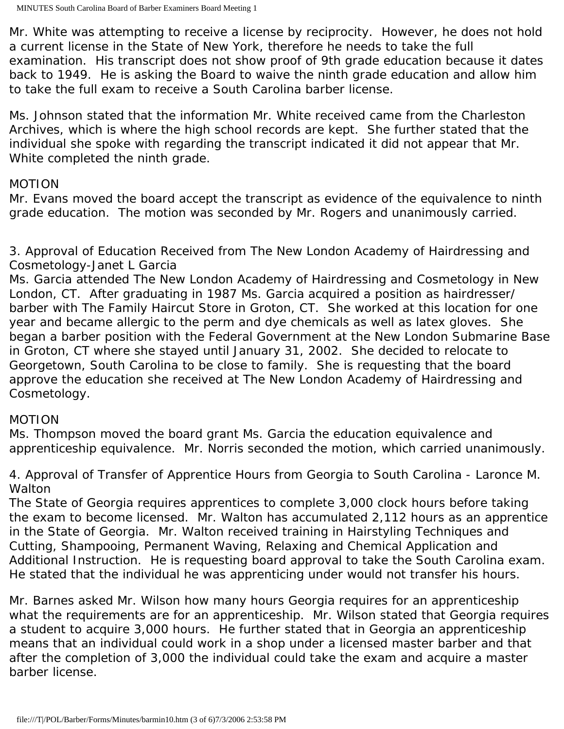Mr. White was attempting to receive a license by reciprocity. However, he does not hold a current license in the State of New York, therefore he needs to take the full examination. His transcript does not show proof of 9th grade education because it dates back to 1949. He is asking the Board to waive the ninth grade education and allow him to take the full exam to receive a South Carolina barber license.

Ms. Johnson stated that the information Mr. White received came from the Charleston Archives, which is where the high school records are kept. She further stated that the individual she spoke with regarding the transcript indicated it did not appear that Mr. White completed the ninth grade.

MOTION
Mr. Evans moved the board accept the transcript as evidence of the equivalence to ninth grade education. The motion was seconded by Mr. Rogers and unanimously carried.

3. Approval of Education Received from The New London Academy of Hairdressing and Cosmetology-Janet L Garcia
Ms. Garcia attended The New London Academy of Hairdressing and Cosmetology in New London, CT. After graduating in 1987 Ms. Garcia acquired a position as hairdresser/ barber with The Family Haircut Store in Groton, CT. She worked at this location for one year and became allergic to the perm and dye chemicals as well as latex gloves. She began a barber position with the Federal Government at the New London Submarine Base in Groton, CT where she stayed until January 31, 2002. She decided to relocate to Georgetown, South Carolina to be close to family. She is requesting that the board approve the education she received at The New London Academy of Hairdressing and Cosmetology.

MOTION
Ms. Thompson moved the board grant Ms. Garcia the education equivalence and apprenticeship equivalence. Mr. Norris seconded the motion, which carried unanimously.

4. Approval of Transfer of Apprentice Hours from Georgia to South Carolina - Laronce M. Walton
The State of Georgia requires apprentices to complete 3,000 clock hours before taking the exam to become licensed. Mr. Walton has accumulated 2,112 hours as an apprentice in the State of Georgia. Mr. Walton received training in Hairstyling Techniques and Cutting, Shampooing, Permanent Waving, Relaxing and Chemical Application and Additional Instruction. He is requesting board approval to take the South Carolina exam. He stated that the individual he was apprenticing under would not transfer his hours.

Mr. Barnes asked Mr. Wilson how many hours Georgia requires for an apprenticeship what the requirements are for an apprenticeship. Mr. Wilson stated that Georgia requires a student to acquire 3,000 hours. He further stated that in Georgia an apprenticeship means that an individual could work in a shop under a licensed master barber and that after the completion of 3,000 the individual could take the exam and acquire a master barber license.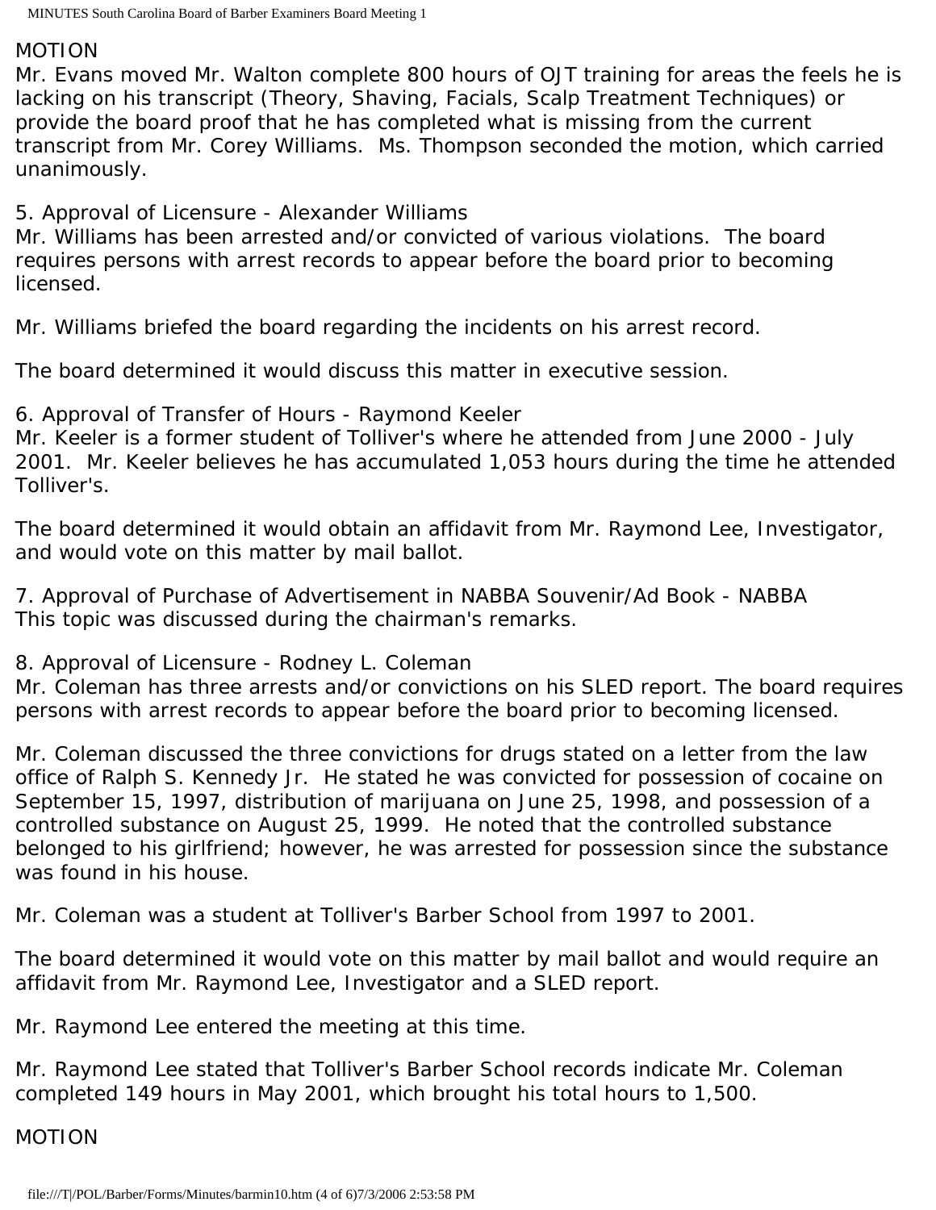MOTION

Mr. Evans moved Mr. Walton complete 800 hours of OJT training for areas the feels he is lacking on his transcript (Theory, Shaving, Facials, Scalp Treatment Techniques) or provide the board proof that he has completed what is missing from the current transcript from Mr. Corey Williams. Ms. Thompson seconded the motion, which carried unanimously.

5. Approval of Licensure - Alexander Williams

Mr. Williams has been arrested and/or convicted of various violations. The board requires persons with arrest records to appear before the board prior to becoming licensed.

Mr. Williams briefed the board regarding the incidents on his arrest record.

The board determined it would discuss this matter in executive session.

6. Approval of Transfer of Hours - Raymond Keeler

Mr. Keeler is a former student of Tolliver's where he attended from June 2000 - July 2001. Mr. Keeler believes he has accumulated 1,053 hours during the time he attended Tolliver's.

The board determined it would obtain an affidavit from Mr. Raymond Lee, Investigator, and would vote on this matter by mail ballot.

7. Approval of Purchase of Advertisement in NABBA Souvenir/Ad Book - NABBA

This topic was discussed during the chairman's remarks.

8. Approval of Licensure - Rodney L. Coleman

Mr. Coleman has three arrests and/or convictions on his SLED report. The board requires persons with arrest records to appear before the board prior to becoming licensed.

Mr. Coleman discussed the three convictions for drugs stated on a letter from the law office of Ralph S. Kennedy Jr. He stated he was convicted for possession of cocaine on September 15, 1997, distribution of marijuana on June 25, 1998, and possession of a controlled substance on August 25, 1999. He noted that the controlled substance belonged to his girlfriend; however, he was arrested for possession since the substance was found in his house.

Mr. Coleman was a student at Tolliver's Barber School from 1997 to 2001.

The board determined it would vote on this matter by mail ballot and would require an affidavit from Mr. Raymond Lee, Investigator and a SLED report.

Mr. Raymond Lee entered the meeting at this time.

Mr. Raymond Lee stated that Tolliver's Barber School records indicate Mr. Coleman completed 149 hours in May 2001, which brought his total hours to 1,500.

MOTION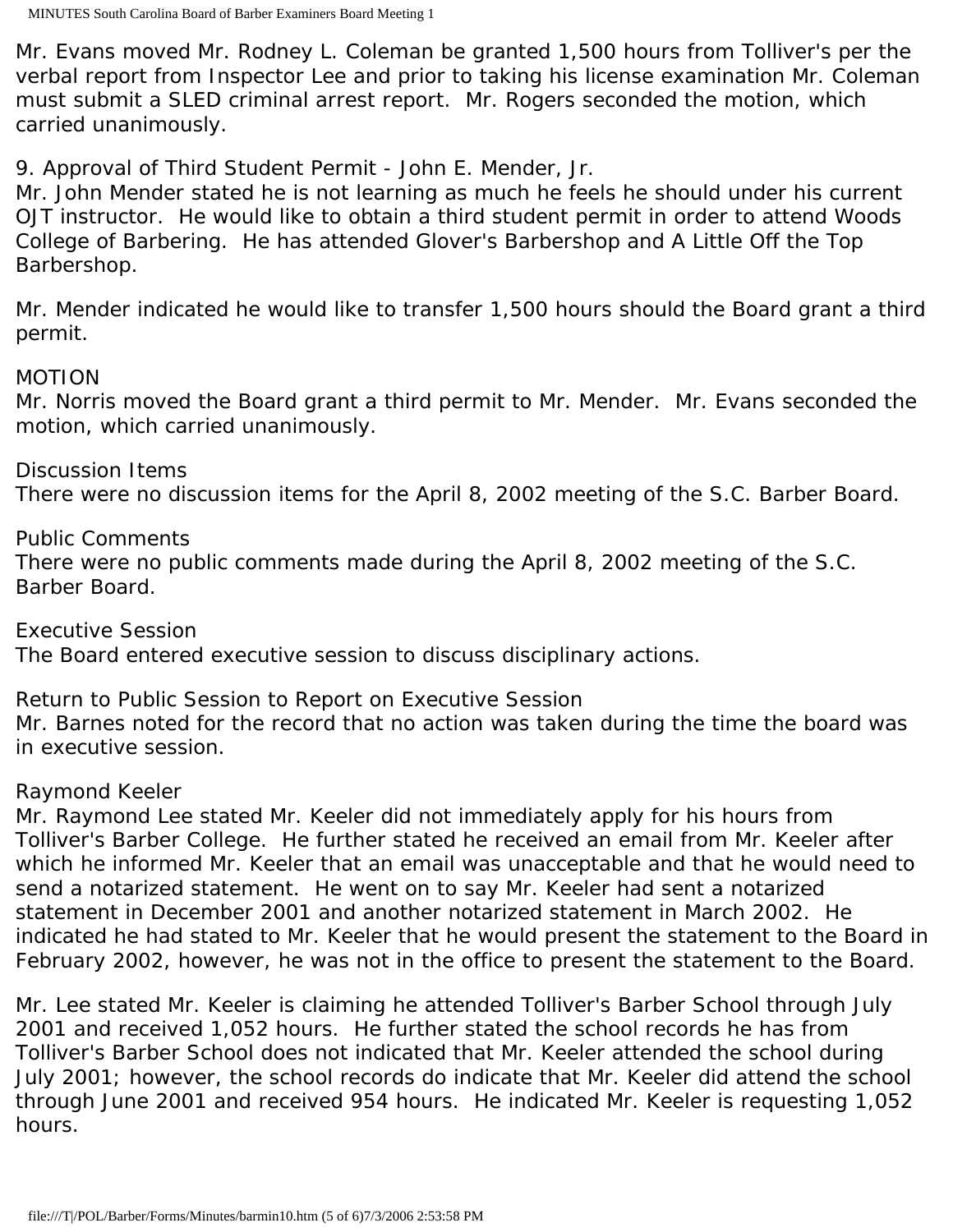Mr. Evans moved Mr. Rodney L. Coleman be granted 1,500 hours from Tolliver's per the verbal report from Inspector Lee and prior to taking his license examination Mr. Coleman must submit a SLED criminal arrest report. Mr. Rogers seconded the motion, which carried unanimously.

9. Approval of Third Student Permit - John E. Mender, Jr.

Mr. John Mender stated he is not learning as much he feels he should under his current OJT instructor. He would like to obtain a third student permit in order to attend Woods College of Barbering. He has attended Glover's Barbershop and A Little Off the Top Barbershop.

Mr. Mender indicated he would like to transfer 1,500 hours should the Board grant a third permit.

MOTION

Mr. Norris moved the Board grant a third permit to Mr. Mender. Mr. Evans seconded the motion, which carried unanimously.

Discussion Items

There were no discussion items for the April 8, 2002 meeting of the S.C. Barber Board.

Public Comments

There were no public comments made during the April 8, 2002 meeting of the S.C. Barber Board.

Executive Session

The Board entered executive session to discuss disciplinary actions.

Return to Public Session to Report on Executive Session

Mr. Barnes noted for the record that no action was taken during the time the board was in executive session.

Raymond Keeler

Mr. Raymond Lee stated Mr. Keeler did not immediately apply for his hours from Tolliver's Barber College. He further stated he received an email from Mr. Keeler after which he informed Mr. Keeler that an email was unacceptable and that he would need to send a notarized statement. He went on to say Mr. Keeler had sent a notarized statement in December 2001 and another notarized statement in March 2002. He indicated he had stated to Mr. Keeler that he would present the statement to the Board in February 2002, however, he was not in the office to present the statement to the Board.

Mr. Lee stated Mr. Keeler is claiming he attended Tolliver's Barber School through July 2001 and received 1,052 hours. He further stated the school records he has from Tolliver's Barber School does not indicated that Mr. Keeler attended the school during July 2001; however, the school records do indicate that Mr. Keeler did attend the school through June 2001 and received 954 hours. He indicated Mr. Keeler is requesting 1,052 hours.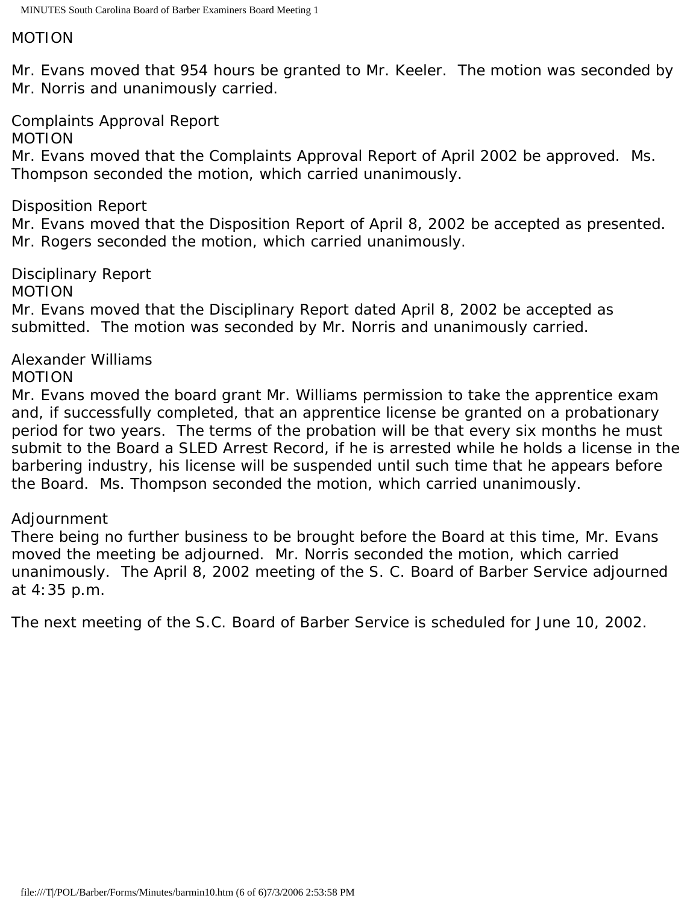MOTION

Mr. Evans moved that 954 hours be granted to Mr. Keeler. The motion was seconded by Mr. Norris and unanimously carried.

Complaints Approval Report

MOTION

Mr. Evans moved that the Complaints Approval Report of April 2002 be approved. Ms. Thompson seconded the motion, which carried unanimously.

Disposition Report

Mr. Evans moved that the Disposition Report of April 8, 2002 be accepted as presented. Mr. Rogers seconded the motion, which carried unanimously.

Disciplinary Report

MOTION

Mr. Evans moved that the Disciplinary Report dated April 8, 2002 be accepted as submitted. The motion was seconded by Mr. Norris and unanimously carried.

Alexander Williams

MOTION

Mr. Evans moved the board grant Mr. Williams permission to take the apprentice exam and, if successfully completed, that an apprentice license be granted on a probationary period for two years. The terms of the probation will be that every six months he must submit to the Board a SLED Arrest Record, if he is arrested while he holds a license in the barbering industry, his license will be suspended until such time that he appears before the Board. Ms. Thompson seconded the motion, which carried unanimously.

Adjournment

There being no further business to be brought before the Board at this time, Mr. Evans moved the meeting be adjourned. Mr. Norris seconded the motion, which carried unanimously. The April 8, 2002 meeting of the S. C. Board of Barber Service adjourned at 4:35 p.m.

The next meeting of the S.C. Board of Barber Service is scheduled for June 10, 2002.